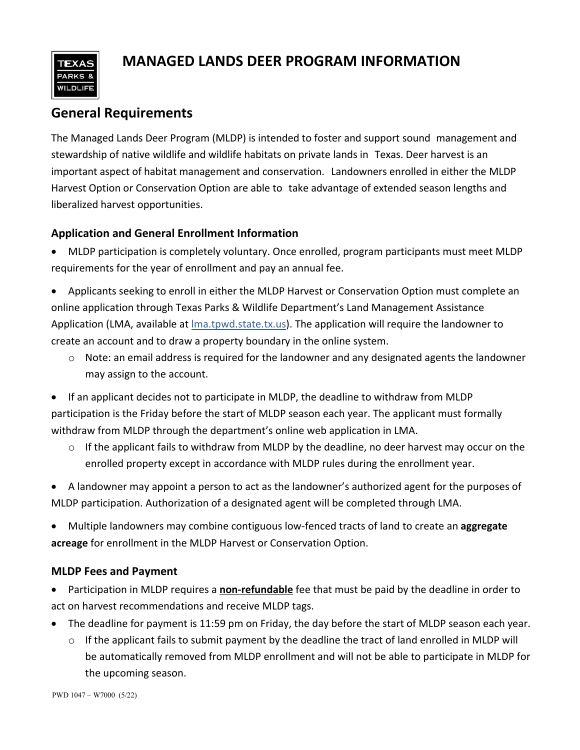# MANAGED LANDS DEER PROGRAM INFORMATION

## General Requirements

The Managed Lands Deer Program (MLDP) is intended to foster and support sound management and stewardship of native wildlife and wildlife habitats on private lands in Texas. Deer harvest is an important aspect of habitat management and conservation. Landowners enrolled in either the MLDP Harvest Option or Conservation Option are able to take advantage of extended season lengths and liberalized harvest opportunities.

### Application and General Enrollment Information

- MLDP participation is completely voluntary. Once enrolled, program participants must meet MLDP requirements for the year of enrollment and pay an annual fee.
- Applicants seeking to enroll in either the MLDP Harvest or Conservation Option must complete an online application through Texas Parks & Wildlife Department's Land Management Assistance Application (LMA, available at lma.tpwd.state.tx.us). The application will require the landowner to create an account and to draw a property boundary in the online system.
  - Note: an email address is required for the landowner and any designated agents the landowner may assign to the account.
- If an applicant decides not to participate in MLDP, the deadline to withdraw from MLDP participation is the Friday before the start of MLDP season each year. The applicant must formally withdraw from MLDP through the department's online web application in LMA.
  - If the applicant fails to withdraw from MLDP by the deadline, no deer harvest may occur on the enrolled property except in accordance with MLDP rules during the enrollment year.
- A landowner may appoint a person to act as the landowner's authorized agent for the purposes of MLDP participation. Authorization of a designated agent will be completed through LMA.
- Multiple landowners may combine contiguous low-fenced tracts of land to create an **aggregate acreage** for enrollment in the MLDP Harvest or Conservation Option.

### MLDP Fees and Payment

- Participation in MLDP requires a **non-refundable** fee that must be paid by the deadline in order to act on harvest recommendations and receive MLDP tags.
- The deadline for payment is 11:59 pm on Friday, the day before the start of MLDP season each year.
  - If the applicant fails to submit payment by the deadline the tract of land enrolled in MLDP will be automatically removed from MLDP enrollment and will not be able to participate in MLDP for the upcoming season.

PWD 1047 – W7000 (5/22)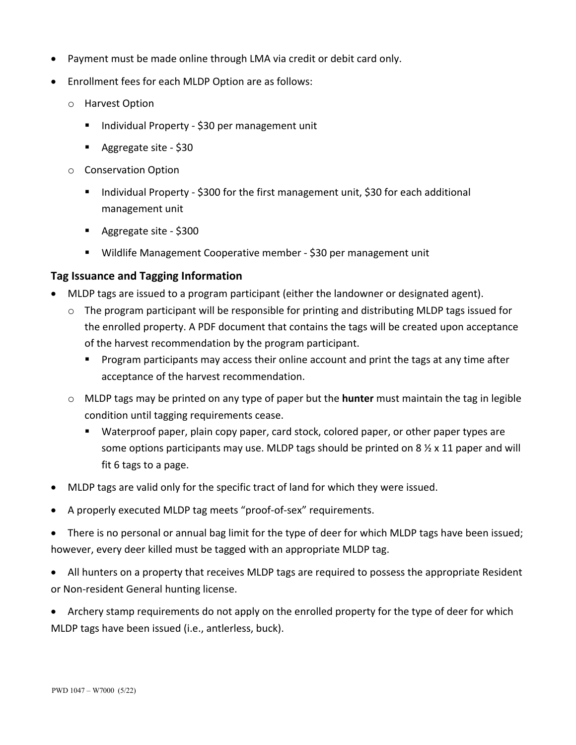- Payment must be made online through LMA via credit or debit card only.
- Enrollment fees for each MLDP Option are as follows:
  - Harvest Option
    - Individual Property - $30 per management unit
    - Aggregate site - $30
  - Conservation Option
    - Individual Property - $300 for the first management unit, $30 for each additional management unit
    - Aggregate site - $300
    - Wildlife Management Cooperative member - $30 per management unit

### Tag Issuance and Tagging Information

- MLDP tags are issued to a program participant (either the landowner or designated agent).
  - The program participant will be responsible for printing and distributing MLDP tags issued for the enrolled property. A PDF document that contains the tags will be created upon acceptance of the harvest recommendation by the program participant.
    - Program participants may access their online account and print the tags at any time after acceptance of the harvest recommendation.
  - MLDP tags may be printed on any type of paper but the **hunter** must maintain the tag in legible condition until tagging requirements cease.
    - Waterproof paper, plain copy paper, card stock, colored paper, or other paper types are some options participants may use. MLDP tags should be printed on 8 ½ x 11 paper and will fit 6 tags to a page.
- MLDP tags are valid only for the specific tract of land for which they were issued.
- A properly executed MLDP tag meets "proof-of-sex" requirements.
- There is no personal or annual bag limit for the type of deer for which MLDP tags have been issued; however, every deer killed must be tagged with an appropriate MLDP tag.
- All hunters on a property that receives MLDP tags are required to possess the appropriate Resident or Non-resident General hunting license.
- Archery stamp requirements do not apply on the enrolled property for the type of deer for which MLDP tags have been issued (i.e., antlerless, buck).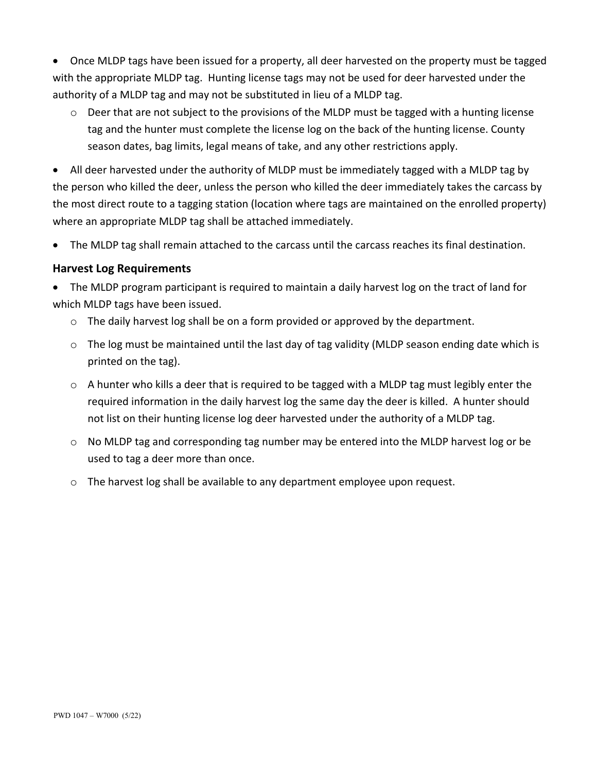- Once MLDP tags have been issued for a property, all deer harvested on the property must be tagged with the appropriate MLDP tag. Hunting license tags may not be used for deer harvested under the authority of a MLDP tag and may not be substituted in lieu of a MLDP tag.
  - Deer that are not subject to the provisions of the MLDP must be tagged with a hunting license tag and the hunter must complete the license log on the back of the hunting license. County season dates, bag limits, legal means of take, and any other restrictions apply.
- All deer harvested under the authority of MLDP must be immediately tagged with a MLDP tag by the person who killed the deer, unless the person who killed the deer immediately takes the carcass by the most direct route to a tagging station (location where tags are maintained on the enrolled property) where an appropriate MLDP tag shall be attached immediately.
- The MLDP tag shall remain attached to the carcass until the carcass reaches its final destination.

### Harvest Log Requirements

- The MLDP program participant is required to maintain a daily harvest log on the tract of land for which MLDP tags have been issued.
  - The daily harvest log shall be on a form provided or approved by the department.
  - The log must be maintained until the last day of tag validity (MLDP season ending date which is printed on the tag).
  - A hunter who kills a deer that is required to be tagged with a MLDP tag must legibly enter the required information in the daily harvest log the same day the deer is killed. A hunter should not list on their hunting license log deer harvested under the authority of a MLDP tag.
  - No MLDP tag and corresponding tag number may be entered into the MLDP harvest log or be used to tag a deer more than once.
  - The harvest log shall be available to any department employee upon request.

PWD 1047 – W7000 (5/22)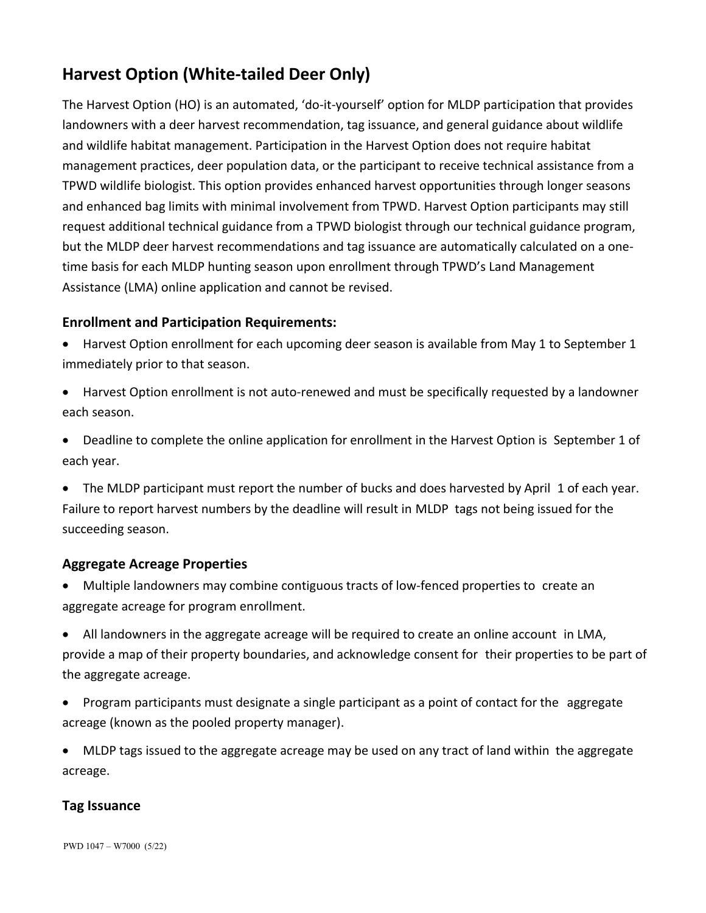## Harvest Option (White-tailed Deer Only)

The Harvest Option (HO) is an automated, 'do-it-yourself' option for MLDP participation that provides landowners with a deer harvest recommendation, tag issuance, and general guidance about wildlife and wildlife habitat management. Participation in the Harvest Option does not require habitat management practices, deer population data, or the participant to receive technical assistance from a TPWD wildlife biologist. This option provides enhanced harvest opportunities through longer seasons and enhanced bag limits with minimal involvement from TPWD. Harvest Option participants may still request additional technical guidance from a TPWD biologist through our technical guidance program, but the MLDP deer harvest recommendations and tag issuance are automatically calculated on a one-time basis for each MLDP hunting season upon enrollment through TPWD's Land Management Assistance (LMA) online application and cannot be revised.

### Enrollment and Participation Requirements:

- Harvest Option enrollment for each upcoming deer season is available from May 1 to September 1 immediately prior to that season.
- Harvest Option enrollment is not auto-renewed and must be specifically requested by a landowner each season.
- Deadline to complete the online application for enrollment in the Harvest Option is September 1 of each year.
- The MLDP participant must report the number of bucks and does harvested by April 1 of each year. Failure to report harvest numbers by the deadline will result in MLDP tags not being issued for the succeeding season.

### Aggregate Acreage Properties

- Multiple landowners may combine contiguous tracts of low-fenced properties to create an aggregate acreage for program enrollment.
- All landowners in the aggregate acreage will be required to create an online account in LMA, provide a map of their property boundaries, and acknowledge consent for their properties to be part of the aggregate acreage.
- Program participants must designate a single participant as a point of contact for the aggregate acreage (known as the pooled property manager).
- MLDP tags issued to the aggregate acreage may be used on any tract of land within the aggregate acreage.

### Tag Issuance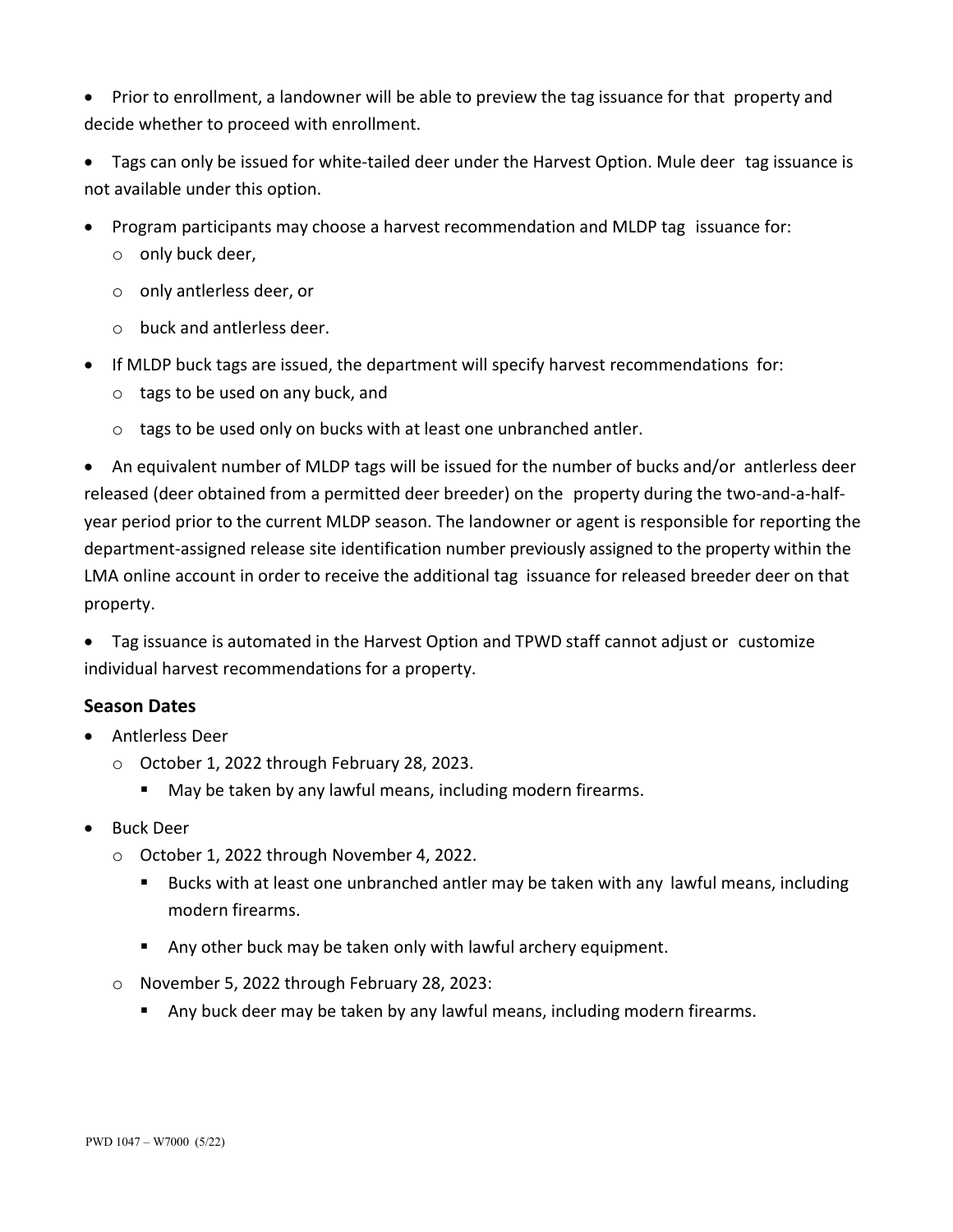- Prior to enrollment, a landowner will be able to preview the tag issuance for that property and decide whether to proceed with enrollment.
- Tags can only be issued for white-tailed deer under the Harvest Option. Mule deer tag issuance is not available under this option.
- Program participants may choose a harvest recommendation and MLDP tag issuance for:
  - only buck deer,
  - only antlerless deer, or
  - buck and antlerless deer.
- If MLDP buck tags are issued, the department will specify harvest recommendations for:
  - tags to be used on any buck, and
  - tags to be used only on bucks with at least one unbranched antler.
- An equivalent number of MLDP tags will be issued for the number of bucks and/or antlerless deer released (deer obtained from a permitted deer breeder) on the property during the two-and-a-half-year period prior to the current MLDP season. The landowner or agent is responsible for reporting the department-assigned release site identification number previously assigned to the property within the LMA online account in order to receive the additional tag issuance for released breeder deer on that property.
- Tag issuance is automated in the Harvest Option and TPWD staff cannot adjust or customize individual harvest recommendations for a property.

### Season Dates

- Antlerless Deer
  - October 1, 2022 through February 28, 2023.
    - May be taken by any lawful means, including modern firearms.
- Buck Deer
  - October 1, 2022 through November 4, 2022.
    - Bucks with at least one unbranched antler may be taken with any lawful means, including modern firearms.
    - Any other buck may be taken only with lawful archery equipment.
  - November 5, 2022 through February 28, 2023:
    - Any buck deer may be taken by any lawful means, including modern firearms.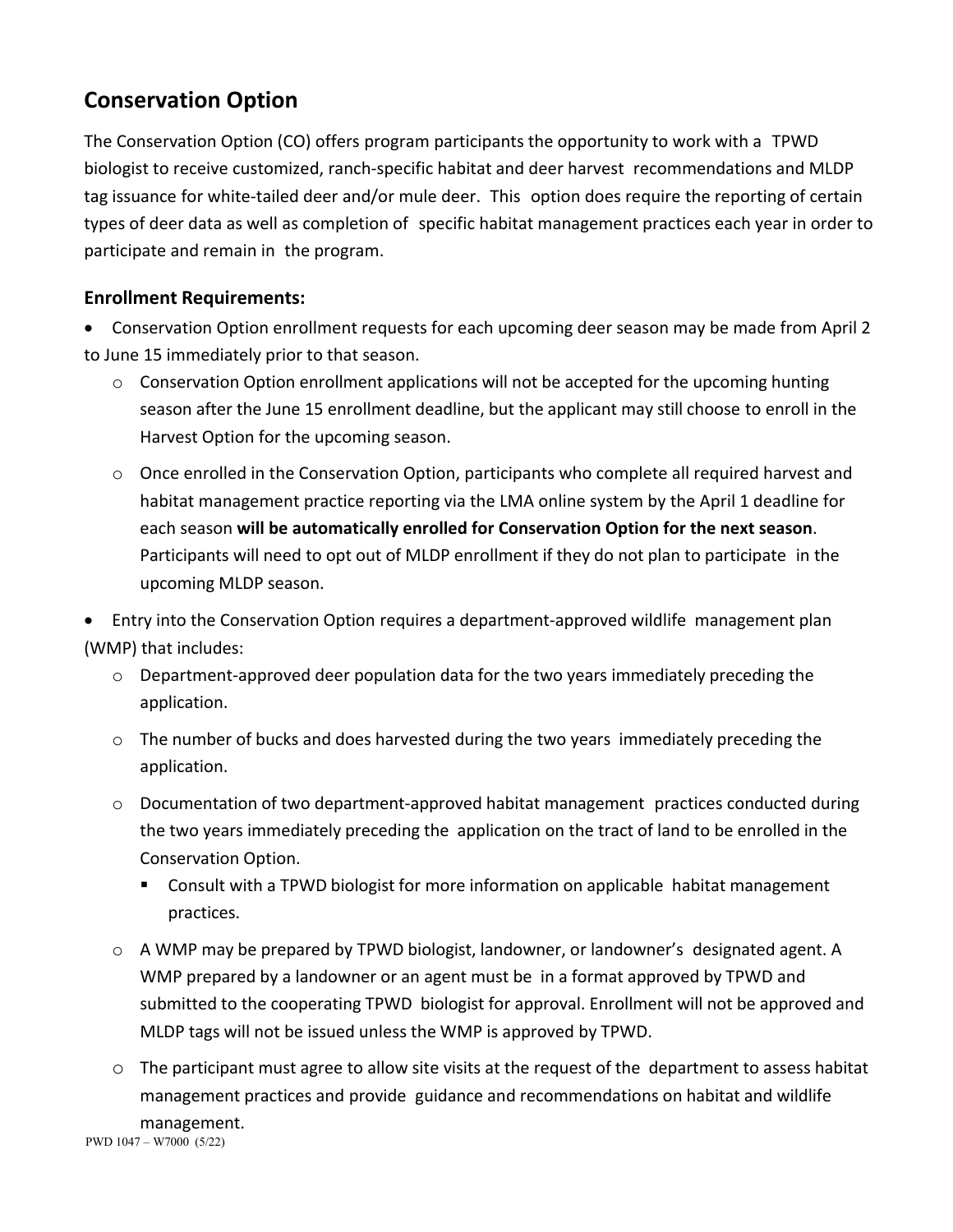## Conservation Option

The Conservation Option (CO) offers program participants the opportunity to work with a TPWD biologist to receive customized, ranch-specific habitat and deer harvest recommendations and MLDP tag issuance for white-tailed deer and/or mule deer. This option does require the reporting of certain types of deer data as well as completion of specific habitat management practices each year in order to participate and remain in the program.

### Enrollment Requirements:

- Conservation Option enrollment requests for each upcoming deer season may be made from April 2 to June 15 immediately prior to that season.
  - Conservation Option enrollment applications will not be accepted for the upcoming hunting season after the June 15 enrollment deadline, but the applicant may still choose to enroll in the Harvest Option for the upcoming season.
  - Once enrolled in the Conservation Option, participants who complete all required harvest and habitat management practice reporting via the LMA online system by the April 1 deadline for each season **will be automatically enrolled for Conservation Option for the next season**. Participants will need to opt out of MLDP enrollment if they do not plan to participate in the upcoming MLDP season.
- Entry into the Conservation Option requires a department-approved wildlife management plan (WMP) that includes:
  - Department-approved deer population data for the two years immediately preceding the application.
  - The number of bucks and does harvested during the two years immediately preceding the application.
  - Documentation of two department-approved habitat management practices conducted during the two years immediately preceding the application on the tract of land to be enrolled in the Conservation Option.
    - Consult with a TPWD biologist for more information on applicable habitat management practices.
  - A WMP may be prepared by TPWD biologist, landowner, or landowner's designated agent. A WMP prepared by a landowner or an agent must be in a format approved by TPWD and submitted to the cooperating TPWD biologist for approval. Enrollment will not be approved and MLDP tags will not be issued unless the WMP is approved by TPWD.
  - The participant must agree to allow site visits at the request of the department to assess habitat management practices and provide guidance and recommendations on habitat and wildlife management.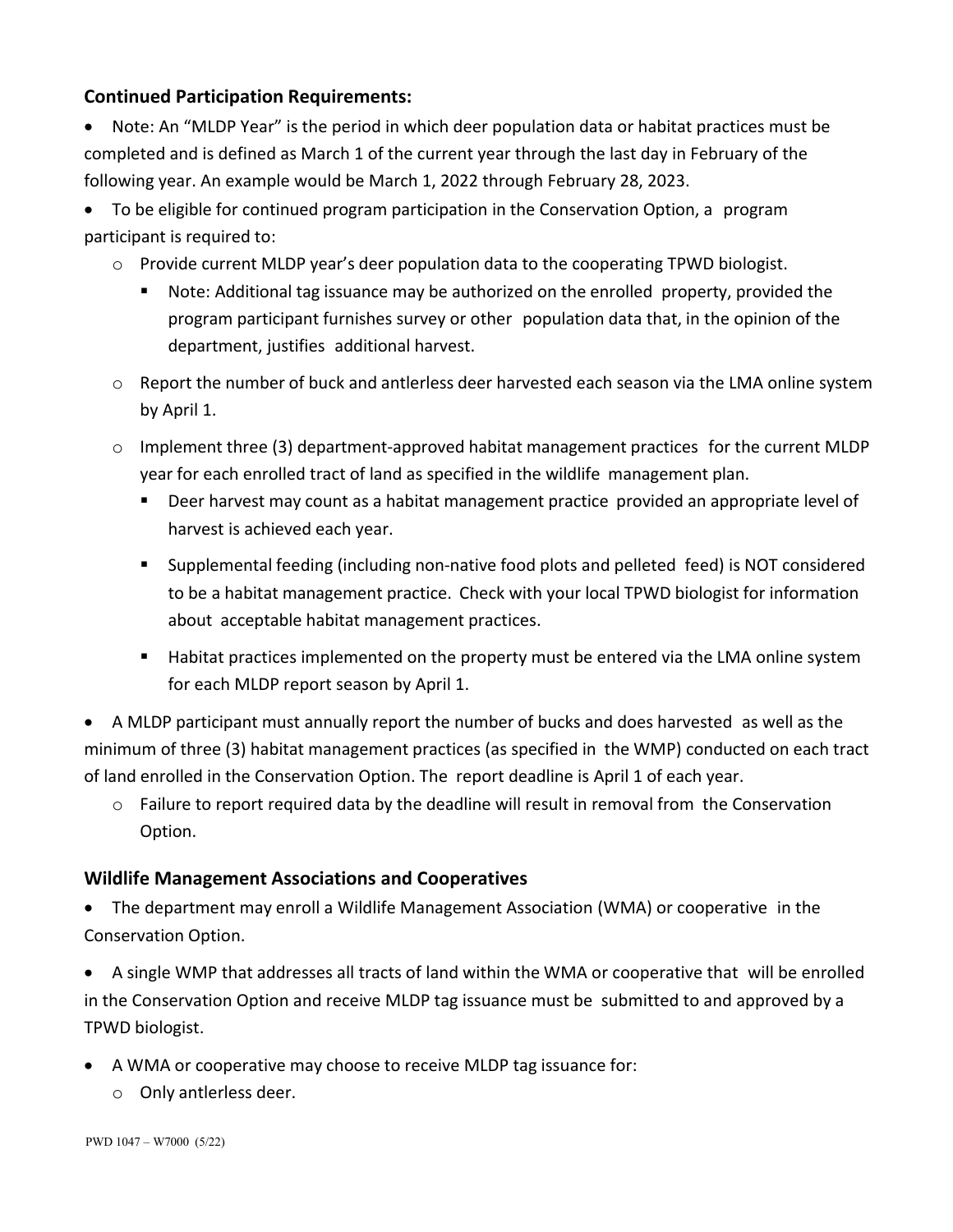### Continued Participation Requirements:

- Note: An "MLDP Year" is the period in which deer population data or habitat practices must be completed and is defined as March 1 of the current year through the last day in February of the following year. An example would be March 1, 2022 through February 28, 2023.
- To be eligible for continued program participation in the Conservation Option, a program participant is required to:
  - Provide current MLDP year's deer population data to the cooperating TPWD biologist.
    - Note: Additional tag issuance may be authorized on the enrolled property, provided the program participant furnishes survey or other population data that, in the opinion of the department, justifies additional harvest.
  - Report the number of buck and antlerless deer harvested each season via the LMA online system by April 1.
  - Implement three (3) department-approved habitat management practices for the current MLDP year for each enrolled tract of land as specified in the wildlife management plan.
    - Deer harvest may count as a habitat management practice provided an appropriate level of harvest is achieved each year.
    - Supplemental feeding (including non-native food plots and pelleted feed) is NOT considered to be a habitat management practice. Check with your local TPWD biologist for information about acceptable habitat management practices.
    - Habitat practices implemented on the property must be entered via the LMA online system for each MLDP report season by April 1.
- A MLDP participant must annually report the number of bucks and does harvested as well as the minimum of three (3) habitat management practices (as specified in the WMP) conducted on each tract of land enrolled in the Conservation Option. The report deadline is April 1 of each year.
  - Failure to report required data by the deadline will result in removal from the Conservation Option.

### Wildlife Management Associations and Cooperatives

- The department may enroll a Wildlife Management Association (WMA) or cooperative in the Conservation Option.
- A single WMP that addresses all tracts of land within the WMA or cooperative that will be enrolled in the Conservation Option and receive MLDP tag issuance must be submitted to and approved by a TPWD biologist.
- A WMA or cooperative may choose to receive MLDP tag issuance for:
  - Only antlerless deer.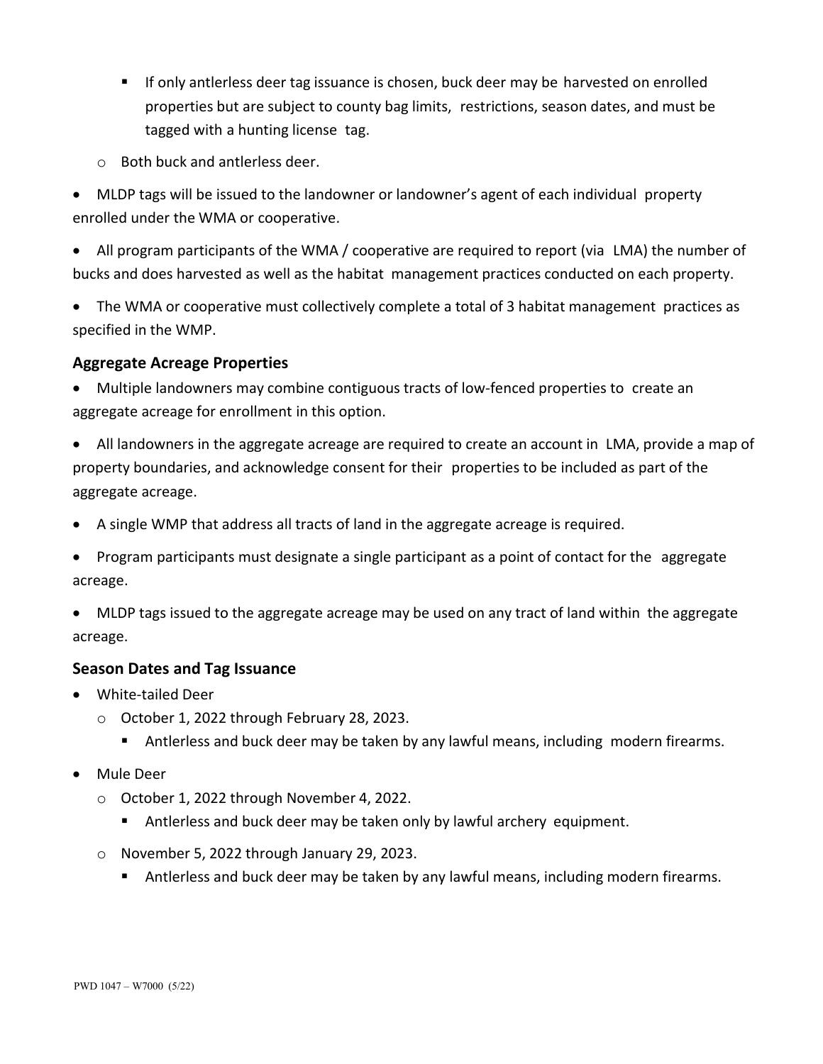- If only antlerless deer tag issuance is chosen, buck deer may be harvested on enrolled properties but are subject to county bag limits, restrictions, season dates, and must be tagged with a hunting license tag.
  - Both buck and antlerless deer.

- MLDP tags will be issued to the landowner or landowner's agent of each individual property enrolled under the WMA or cooperative.
- All program participants of the WMA / cooperative are required to report (via LMA) the number of bucks and does harvested as well as the habitat management practices conducted on each property.
- The WMA or cooperative must collectively complete a total of 3 habitat management practices as specified in the WMP.

### Aggregate Acreage Properties

- Multiple landowners may combine contiguous tracts of low-fenced properties to create an aggregate acreage for enrollment in this option.
- All landowners in the aggregate acreage are required to create an account in LMA, provide a map of property boundaries, and acknowledge consent for their properties to be included as part of the aggregate acreage.
- A single WMP that address all tracts of land in the aggregate acreage is required.
- Program participants must designate a single participant as a point of contact for the aggregate acreage.
- MLDP tags issued to the aggregate acreage may be used on any tract of land within the aggregate acreage.

### Season Dates and Tag Issuance

- White-tailed Deer
  - October 1, 2022 through February 28, 2023.
    - Antlerless and buck deer may be taken by any lawful means, including modern firearms.
- Mule Deer
  - October 1, 2022 through November 4, 2022.
    - Antlerless and buck deer may be taken only by lawful archery equipment.
  - November 5, 2022 through January 29, 2023.
    - Antlerless and buck deer may be taken by any lawful means, including modern firearms.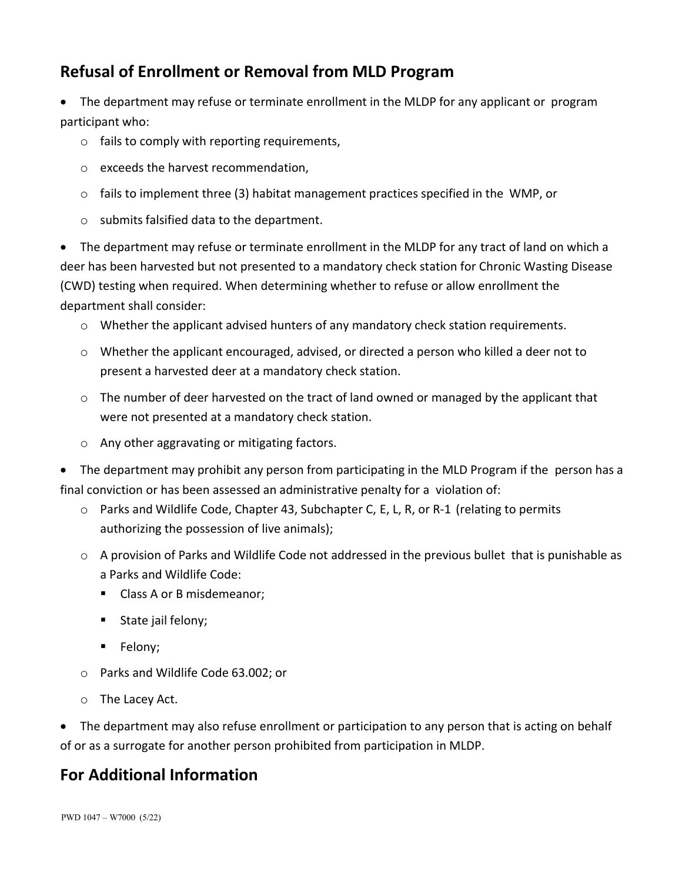## Refusal of Enrollment or Removal from MLD Program

- The department may refuse or terminate enrollment in the MLDP for any applicant or program participant who:
  - fails to comply with reporting requirements,
  - exceeds the harvest recommendation,
  - fails to implement three (3) habitat management practices specified in the WMP, or
  - submits falsified data to the department.
- The department may refuse or terminate enrollment in the MLDP for any tract of land on which a deer has been harvested but not presented to a mandatory check station for Chronic Wasting Disease (CWD) testing when required. When determining whether to refuse or allow enrollment the department shall consider:
  - Whether the applicant advised hunters of any mandatory check station requirements.
  - Whether the applicant encouraged, advised, or directed a person who killed a deer not to present a harvested deer at a mandatory check station.
  - The number of deer harvested on the tract of land owned or managed by the applicant that were not presented at a mandatory check station.
  - Any other aggravating or mitigating factors.
- The department may prohibit any person from participating in the MLD Program if the person has a final conviction or has been assessed an administrative penalty for a violation of:
  - Parks and Wildlife Code, Chapter 43, Subchapter C, E, L, R, or R-1 (relating to permits authorizing the possession of live animals);
  - A provision of Parks and Wildlife Code not addressed in the previous bullet that is punishable as a Parks and Wildlife Code:
    - Class A or B misdemeanor;
    - State jail felony;
    - Felony;
  - Parks and Wildlife Code 63.002; or
  - The Lacey Act.
- The department may also refuse enrollment or participation to any person that is acting on behalf of or as a surrogate for another person prohibited from participation in MLDP.

## For Additional Information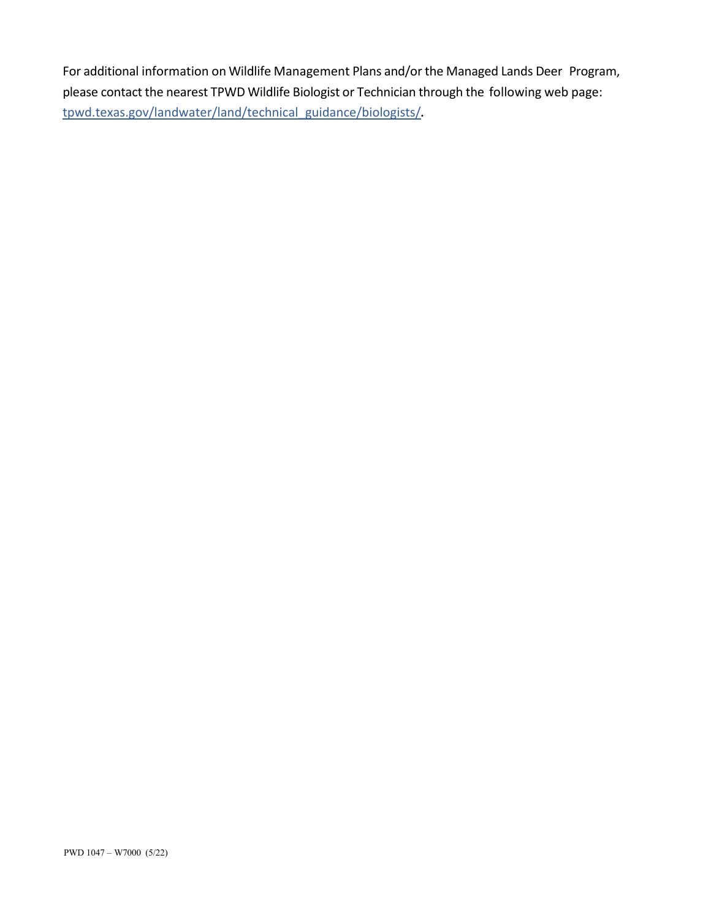For additional information on Wildlife Management Plans and/or the Managed Lands Deer Program, please contact the nearest TPWD Wildlife Biologist or Technician through the following web page: tpwd.texas.gov/landwater/land/technical_guidance/biologists/.

PWD 1047 – W7000 (5/22)